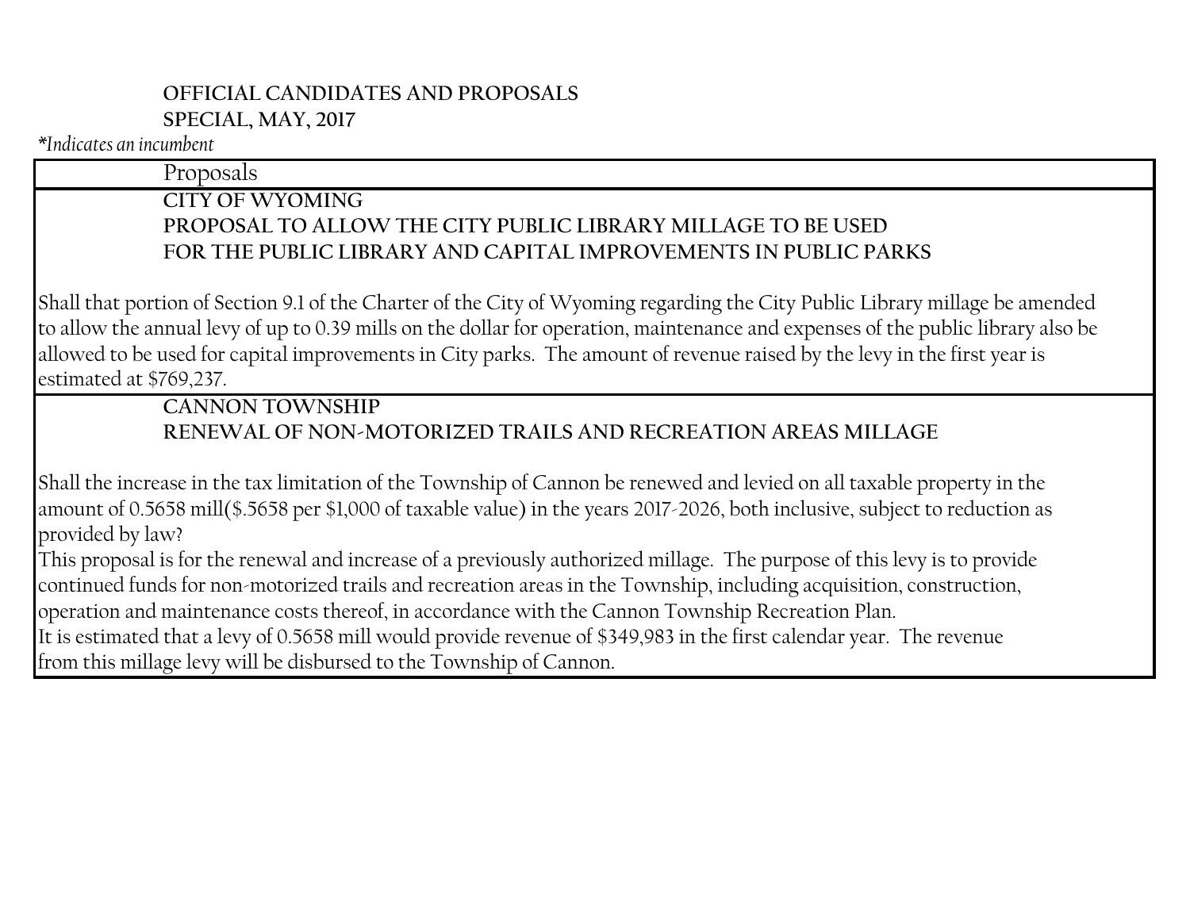**OFFICIAL CANDIDATES AND PROPOSALS**
**SPECIAL, MAY, 2017**

*\*Indicates an incumbent*

## Proposals

### CITY OF WYOMING
### PROPOSAL TO ALLOW THE CITY PUBLIC LIBRARY MILLAGE TO BE USED FOR THE PUBLIC LIBRARY AND CAPITAL IMPROVEMENTS IN PUBLIC PARKS

Shall that portion of Section 9.1 of the Charter of the City of Wyoming regarding the City Public Library millage be amended to allow the annual levy of up to 0.39 mills on the dollar for operation, maintenance and expenses of the public library also be allowed to be used for capital improvements in City parks. The amount of revenue raised by the levy in the first year is estimated at $769,237.

### CANNON TOWNSHIP
### RENEWAL OF NON-MOTORIZED TRAILS AND RECREATION AREAS MILLAGE

Shall the increase in the tax limitation of the Township of Cannon be renewed and levied on all taxable property in the amount of 0.5658 mill($.5658 per $1,000 of taxable value) in the years 2017-2026, both inclusive, subject to reduction as provided by law?

This proposal is for the renewal and increase of a previously authorized millage. The purpose of this levy is to provide continued funds for non-motorized trails and recreation areas in the Township, including acquisition, construction, operation and maintenance costs thereof, in accordance with the Cannon Township Recreation Plan.

It is estimated that a levy of 0.5658 mill would provide revenue of $349,983 in the first calendar year. The revenue from this millage levy will be disbursed to the Township of Cannon.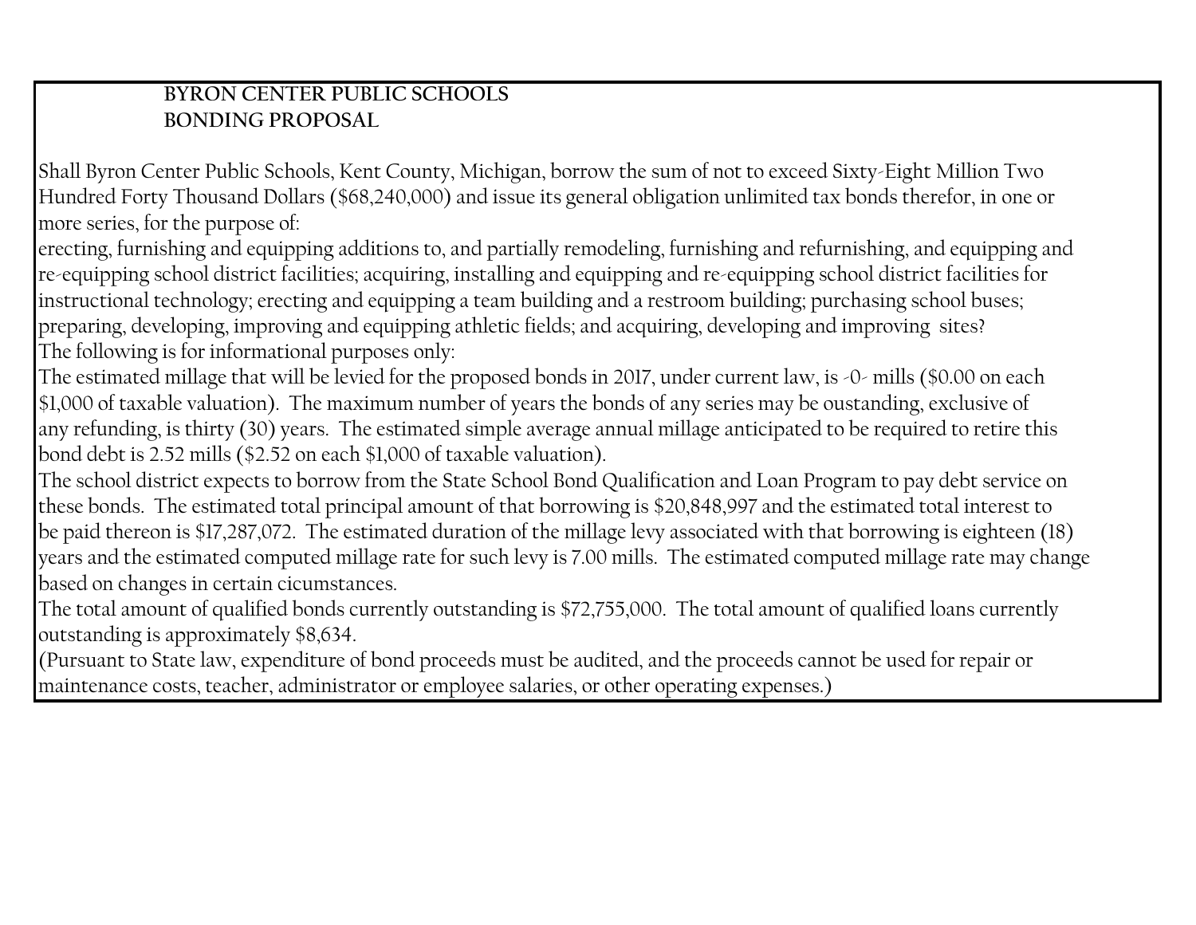**BYRON CENTER PUBLIC SCHOOLS**
**BONDING PROPOSAL**

Shall Byron Center Public Schools, Kent County, Michigan, borrow the sum of not to exceed Sixty-Eight Million Two Hundred Forty Thousand Dollars ($68,240,000) and issue its general obligation unlimited tax bonds therefor, in one or more series, for the purpose of:

erecting, furnishing and equipping additions to, and partially remodeling, furnishing and refurnishing, and equipping and re-equipping school district facilities; acquiring, installing and equipping and re-equipping school district facilities for instructional technology; erecting and equipping a team building and a restroom building; purchasing school buses; preparing, developing, improving and equipping athletic fields; and acquiring, developing and improving sites?

The following is for informational purposes only:

The estimated millage that will be levied for the proposed bonds in 2017, under current law, is -0- mills ($0.00 on each $1,000 of taxable valuation). The maximum number of years the bonds of any series may be oustanding, exclusive of any refunding, is thirty (30) years. The estimated simple average annual millage anticipated to be required to retire this bond debt is 2.52 mills ($2.52 on each $1,000 of taxable valuation).

The school district expects to borrow from the State School Bond Qualification and Loan Program to pay debt service on these bonds. The estimated total principal amount of that borrowing is $20,848,997 and the estimated total interest to be paid thereon is $17,287,072. The estimated duration of the millage levy associated with that borrowing is eighteen (18) years and the estimated computed millage rate for such levy is 7.00 mills. The estimated computed millage rate may change based on changes in certain cicumstances.

The total amount of qualified bonds currently outstanding is $72,755,000. The total amount of qualified loans currently outstanding is approximately $8,634.

(Pursuant to State law, expenditure of bond proceeds must be audited, and the proceeds cannot be used for repair or maintenance costs, teacher, administrator or employee salaries, or other operating expenses.)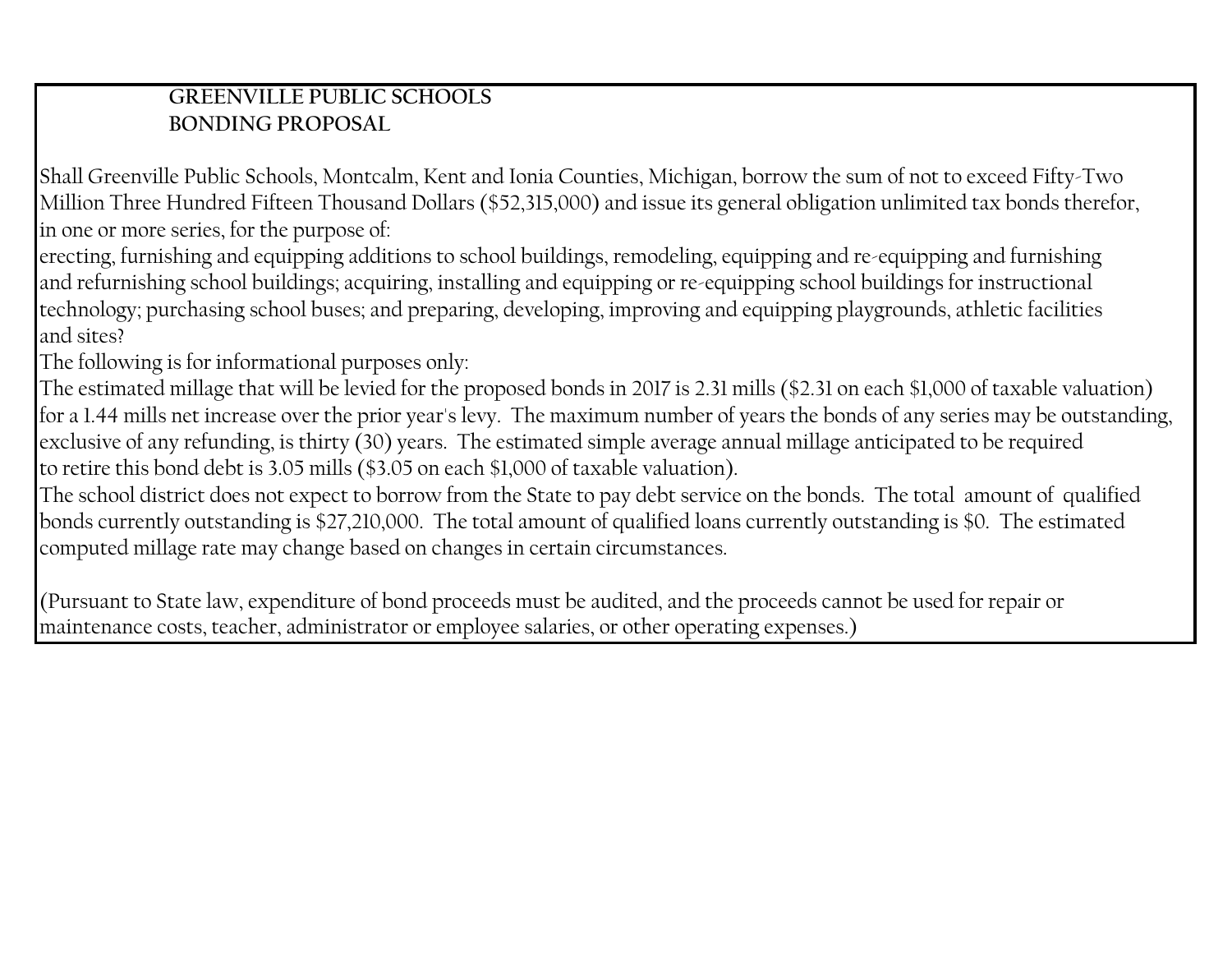**GREENVILLE PUBLIC SCHOOLS**
**BONDING PROPOSAL**

Shall Greenville Public Schools, Montcalm, Kent and Ionia Counties, Michigan, borrow the sum of not to exceed Fifty-Two Million Three Hundred Fifteen Thousand Dollars ($52,315,000) and issue its general obligation unlimited tax bonds therefor, in one or more series, for the purpose of:

erecting, furnishing and equipping additions to school buildings, remodeling, equipping and re-equipping and furnishing and refurnishing school buildings; acquiring, installing and equipping or re-equipping school buildings for instructional technology; purchasing school buses; and preparing, developing, improving and equipping playgrounds, athletic facilities and sites?

The following is for informational purposes only:

The estimated millage that will be levied for the proposed bonds in 2017 is 2.31 mills ($2.31 on each $1,000 of taxable valuation) for a 1.44 mills net increase over the prior year's levy. The maximum number of years the bonds of any series may be outstanding, exclusive of any refunding, is thirty (30) years. The estimated simple average annual millage anticipated to be required to retire this bond debt is 3.05 mills ($3.05 on each $1,000 of taxable valuation).

The school district does not expect to borrow from the State to pay debt service on the bonds. The total amount of qualified bonds currently outstanding is $27,210,000. The total amount of qualified loans currently outstanding is $0. The estimated computed millage rate may change based on changes in certain circumstances.

(Pursuant to State law, expenditure of bond proceeds must be audited, and the proceeds cannot be used for repair or maintenance costs, teacher, administrator or employee salaries, or other operating expenses.)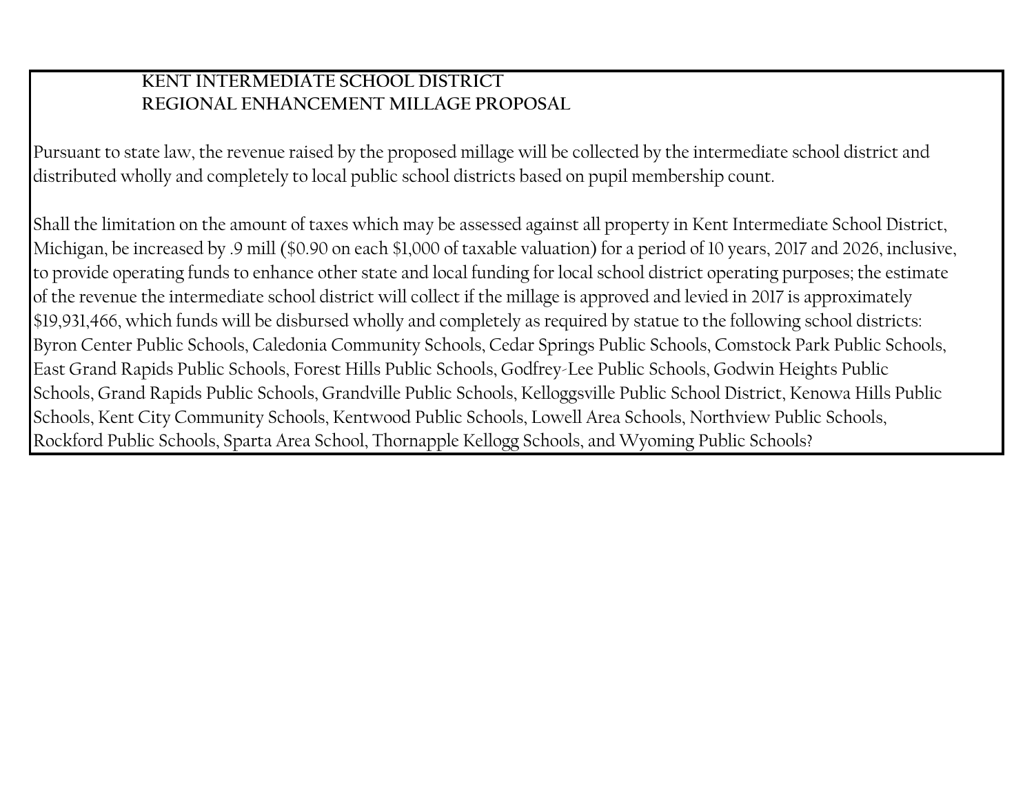**KENT INTERMEDIATE SCHOOL DISTRICT**
**REGIONAL ENHANCEMENT MILLAGE PROPOSAL**

Pursuant to state law, the revenue raised by the proposed millage will be collected by the intermediate school district and distributed wholly and completely to local public school districts based on pupil membership count.

Shall the limitation on the amount of taxes which may be assessed against all property in Kent Intermediate School District, Michigan, be increased by .9 mill ($0.90 on each $1,000 of taxable valuation) for a period of 10 years, 2017 and 2026, inclusive, to provide operating funds to enhance other state and local funding for local school district operating purposes; the estimate of the revenue the intermediate school district will collect if the millage is approved and levied in 2017 is approximately $19,931,466, which funds will be disbursed wholly and completely as required by statue to the following school districts: Byron Center Public Schools, Caledonia Community Schools, Cedar Springs Public Schools, Comstock Park Public Schools, East Grand Rapids Public Schools, Forest Hills Public Schools, Godfrey-Lee Public Schools, Godwin Heights Public Schools, Grand Rapids Public Schools, Grandville Public Schools, Kelloggsville Public School District, Kenowa Hills Public Schools, Kent City Community Schools, Kentwood Public Schools, Lowell Area Schools, Northview Public Schools, Rockford Public Schools, Sparta Area School, Thornapple Kellogg Schools, and Wyoming Public Schools?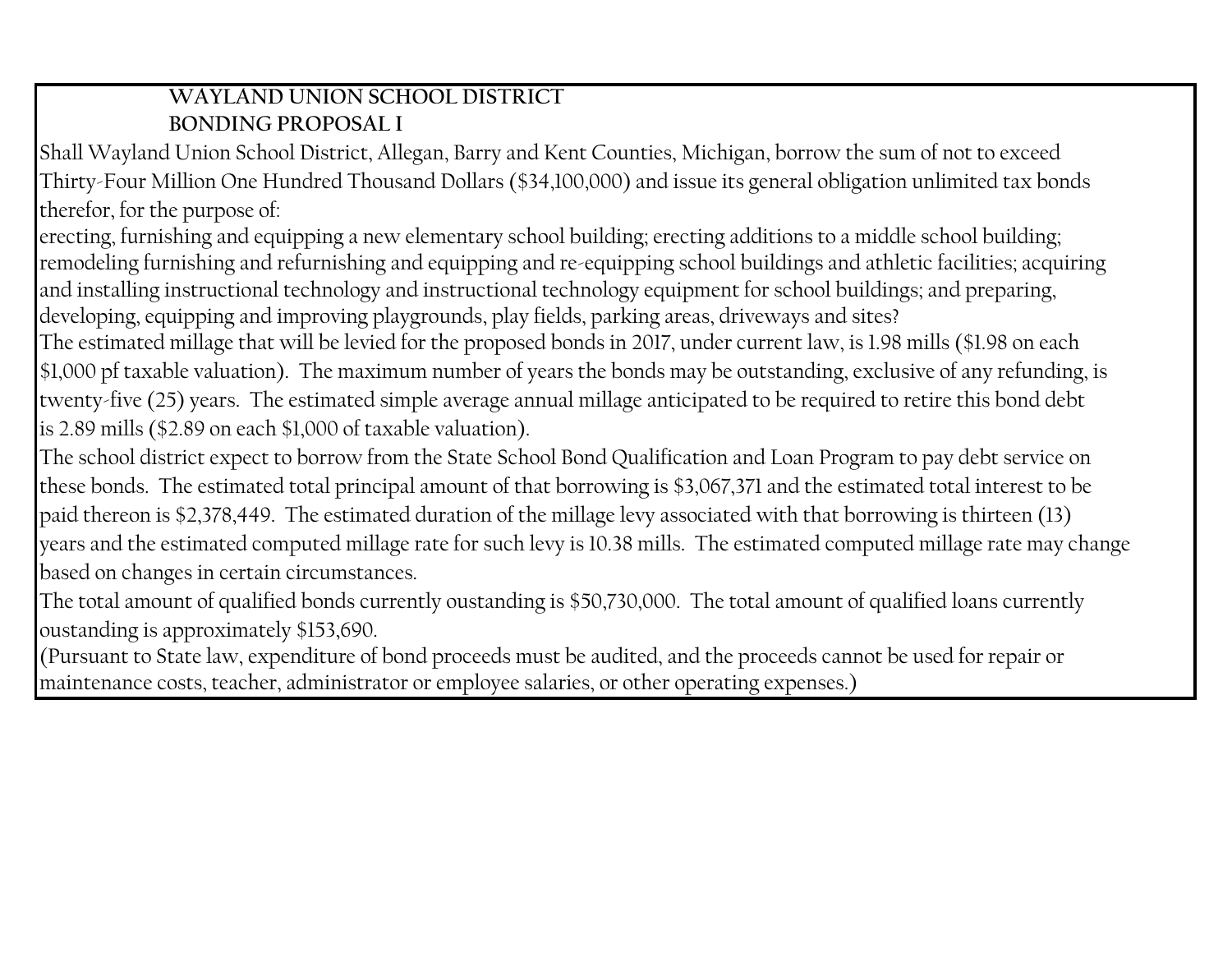**WAYLAND UNION SCHOOL DISTRICT**
**BONDING PROPOSAL I**

Shall Wayland Union School District, Allegan, Barry and Kent Counties, Michigan, borrow the sum of not to exceed Thirty-Four Million One Hundred Thousand Dollars ($34,100,000) and issue its general obligation unlimited tax bonds therefor, for the purpose of:

erecting, furnishing and equipping a new elementary school building; erecting additions to a middle school building; remodeling furnishing and refurnishing and equipping and re-equipping school buildings and athletic facilities; acquiring and installing instructional technology and instructional technology equipment for school buildings; and preparing, developing, equipping and improving playgrounds, play fields, parking areas, driveways and sites?

The estimated millage that will be levied for the proposed bonds in 2017, under current law, is 1.98 mills ($1.98 on each $1,000 pf taxable valuation). The maximum number of years the bonds may be outstanding, exclusive of any refunding, is twenty-five (25) years. The estimated simple average annual millage anticipated to be required to retire this bond debt is 2.89 mills ($2.89 on each $1,000 of taxable valuation).

The school district expect to borrow from the State School Bond Qualification and Loan Program to pay debt service on these bonds. The estimated total principal amount of that borrowing is $3,067,371 and the estimated total interest to be paid thereon is $2,378,449. The estimated duration of the millage levy associated with that borrowing is thirteen (13) years and the estimated computed millage rate for such levy is 10.38 mills. The estimated computed millage rate may change based on changes in certain circumstances.

The total amount of qualified bonds currently oustanding is $50,730,000. The total amount of qualified loans currently oustanding is approximately $153,690.

(Pursuant to State law, expenditure of bond proceeds must be audited, and the proceeds cannot be used for repair or maintenance costs, teacher, administrator or employee salaries, or other operating expenses.)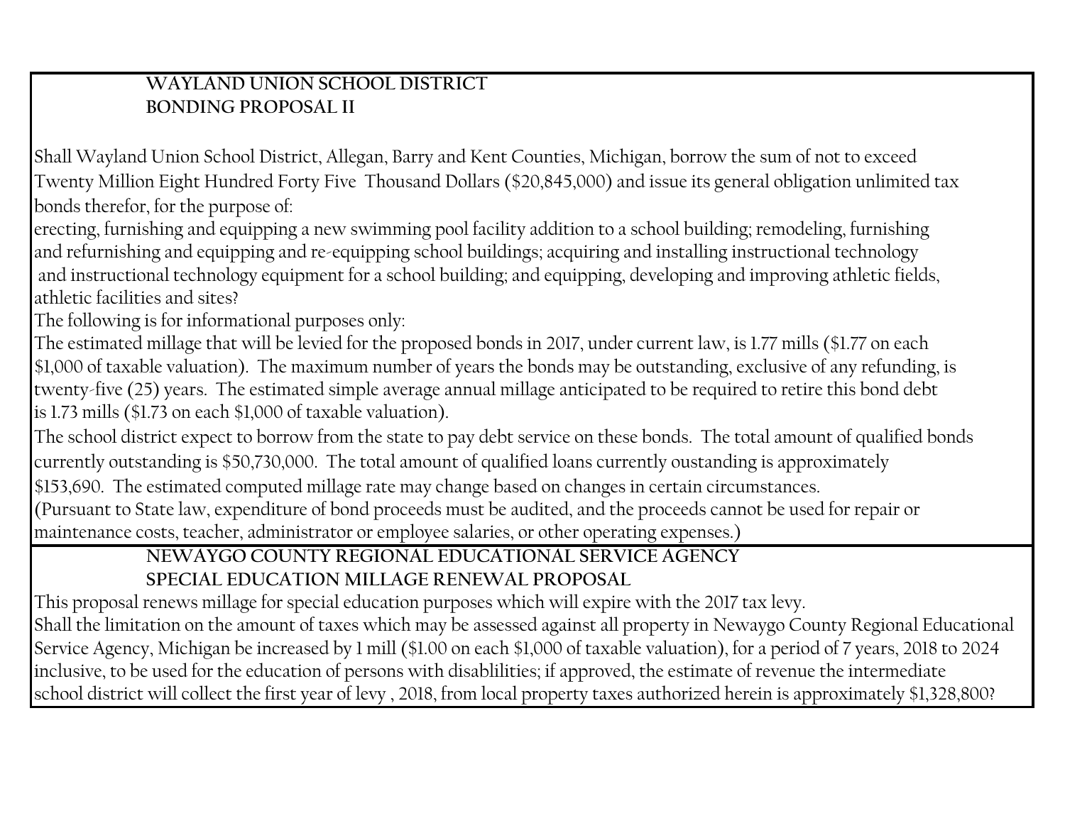**WAYLAND UNION SCHOOL DISTRICT**
**BONDING PROPOSAL II**

Shall Wayland Union School District, Allegan, Barry and Kent Counties, Michigan, borrow the sum of not to exceed Twenty Million Eight Hundred Forty Five Thousand Dollars ($20,845,000) and issue its general obligation unlimited tax bonds therefor, for the purpose of:

erecting, furnishing and equipping a new swimming pool facility addition to a school building; remodeling, furnishing and refurnishing and equipping and re-equipping school buildings; acquiring and installing instructional technology and instructional technology equipment for a school building; and equipping, developing and improving athletic fields, athletic facilities and sites?

The following is for informational purposes only:

The estimated millage that will be levied for the proposed bonds in 2017, under current law, is 1.77 mills ($1.77 on each $1,000 of taxable valuation). The maximum number of years the bonds may be outstanding, exclusive of any refunding, is twenty-five (25) years. The estimated simple average annual millage anticipated to be required to retire this bond debt is 1.73 mills ($1.73 on each $1,000 of taxable valuation).

The school district expect to borrow from the state to pay debt service on these bonds. The total amount of qualified bonds currently outstanding is $50,730,000. The total amount of qualified loans currently oustanding is approximately $153,690. The estimated computed millage rate may change based on changes in certain circumstances.

(Pursuant to State law, expenditure of bond proceeds must be audited, and the proceeds cannot be used for repair or maintenance costs, teacher, administrator or employee salaries, or other operating expenses.)

**NEWAYGO COUNTY REGIONAL EDUCATIONAL SERVICE AGENCY**
**SPECIAL EDUCATION MILLAGE RENEWAL PROPOSAL**

This proposal renews millage for special education purposes which will expire with the 2017 tax levy.

Shall the limitation on the amount of taxes which may be assessed against all property in Newaygo County Regional Educational Service Agency, Michigan be increased by 1 mill ($1.00 on each $1,000 of taxable valuation), for a period of 7 years, 2018 to 2024 inclusive, to be used for the education of persons with disablilities; if approved, the estimate of revenue the intermediate school district will collect the first year of levy , 2018, from local property taxes authorized herein is approximately $1,328,800?